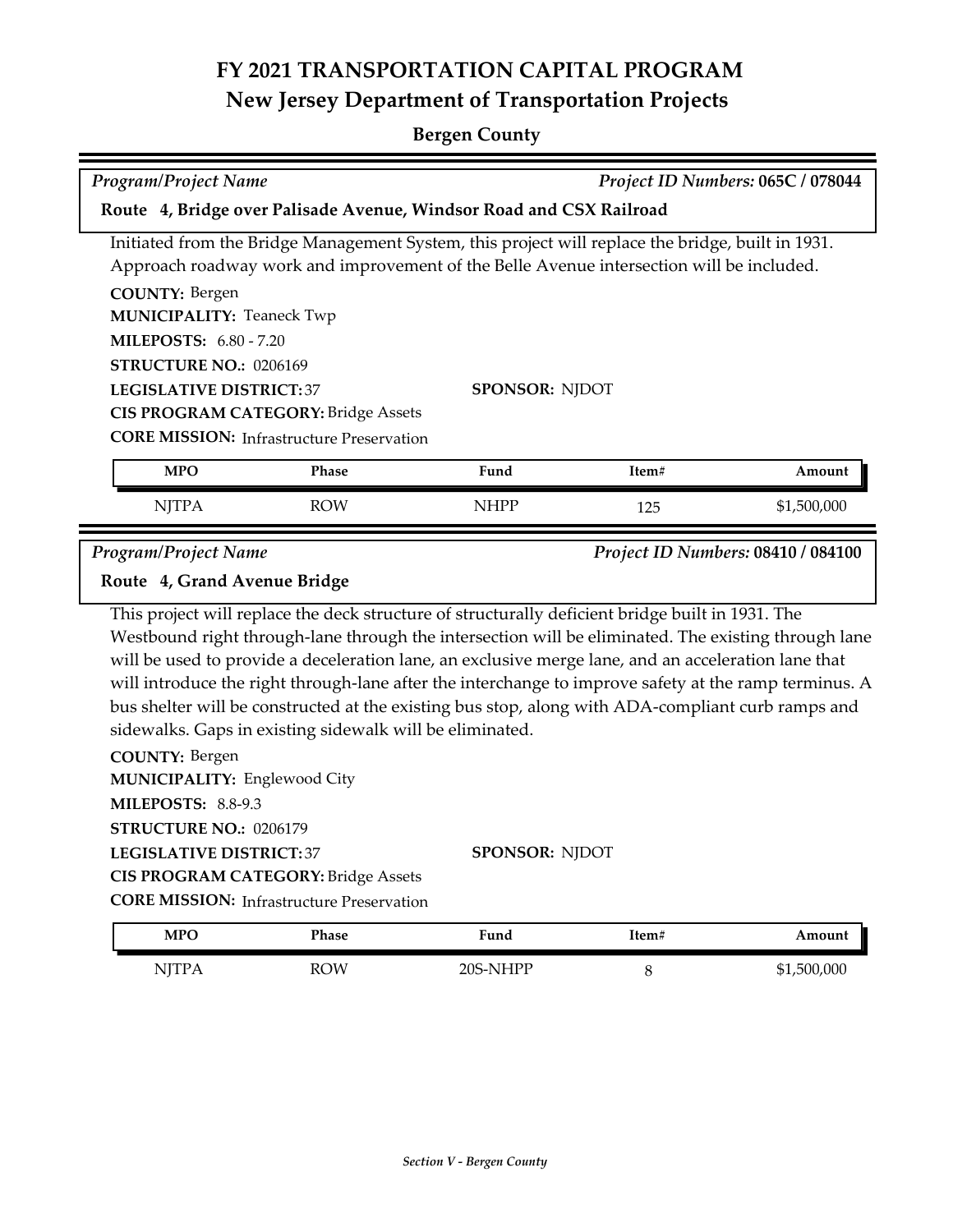# FY 2021 TRANSPORTATION CAPITAL PROGRAM
## New Jersey Department of Transportation Projects

**Bergen County**

*Program/Project Name* — *Project ID Numbers:* **065C / 078044**

**Route 4, Bridge over Palisade Avenue, Windsor Road and CSX Railroad**

Initiated from the Bridge Management System, this project will replace the bridge, built in 1931. Approach roadway work and improvement of the Belle Avenue intersection will be included.

**COUNTY:** Bergen
**MUNICIPALITY:** Teaneck Twp
**MILEPOSTS:** 6.80 - 7.20
**STRUCTURE NO.:** 0206169
**LEGISLATIVE DISTRICT:** 37
**SPONSOR:** NJDOT
**CIS PROGRAM CATEGORY:** Bridge Assets
**CORE MISSION:** Infrastructure Preservation

| MPO | Phase | Fund | Item# | Amount |
|---|---|---|---|---|
| NJTPA | ROW | NHPP | 125 | $1,500,000 |

*Program/Project Name* — *Project ID Numbers:* **08410 / 084100**

**Route 4, Grand Avenue Bridge**

This project will replace the deck structure of structurally deficient bridge built in 1931. The Westbound right through-lane through the intersection will be eliminated. The existing through lane will be used to provide a deceleration lane, an exclusive merge lane, and an acceleration lane that will introduce the right through-lane after the interchange to improve safety at the ramp terminus. A bus shelter will be constructed at the existing bus stop, along with ADA-compliant curb ramps and sidewalks. Gaps in existing sidewalk will be eliminated.

**COUNTY:** Bergen
**MUNICIPALITY:** Englewood City
**MILEPOSTS:** 8.8-9.3
**STRUCTURE NO.:** 0206179
**LEGISLATIVE DISTRICT:** 37
**SPONSOR:** NJDOT
**CIS PROGRAM CATEGORY:** Bridge Assets
**CORE MISSION:** Infrastructure Preservation

| MPO | Phase | Fund | Item# | Amount |
|---|---|---|---|---|
| NJTPA | ROW | 20S-NHPP | 8 | $1,500,000 |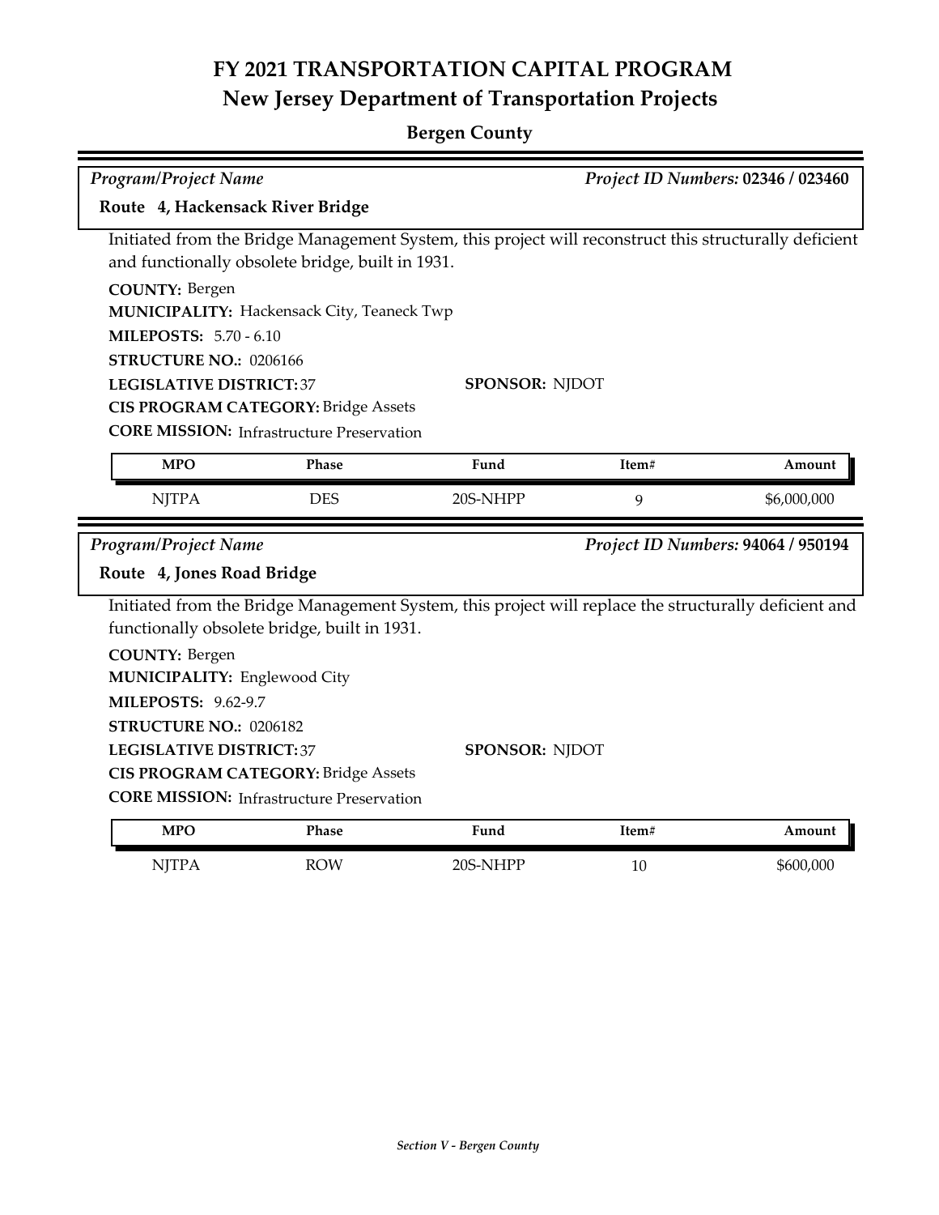# FY 2021 TRANSPORTATION CAPITAL PROGRAM
## New Jersey Department of Transportation Projects

### Bergen County

*Program/Project Name* — *Project ID Numbers:* **02346 / 023460**

**Route 4, Hackensack River Bridge**

Initiated from the Bridge Management System, this project will reconstruct this structurally deficient and functionally obsolete bridge, built in 1931.

**COUNTY:** Bergen
**MUNICIPALITY:** Hackensack City, Teaneck Twp
**MILEPOSTS:** 5.70 - 6.10
**STRUCTURE NO.:** 0206166
**LEGISLATIVE DISTRICT:** 37
**SPONSOR:** NJDOT
**CIS PROGRAM CATEGORY:** Bridge Assets
**CORE MISSION:** Infrastructure Preservation

| MPO | Phase | Fund | Item# | Amount |
|---|---|---|---|---|
| NJTPA | DES | 20S-NHPP | 9 | $6,000,000 |

*Program/Project Name* — *Project ID Numbers:* **94064 / 950194**

**Route 4, Jones Road Bridge**

Initiated from the Bridge Management System, this project will replace the structurally deficient and functionally obsolete bridge, built in 1931.

**COUNTY:** Bergen
**MUNICIPALITY:** Englewood City
**MILEPOSTS:** 9.62-9.7
**STRUCTURE NO.:** 0206182
**LEGISLATIVE DISTRICT:** 37
**SPONSOR:** NJDOT
**CIS PROGRAM CATEGORY:** Bridge Assets
**CORE MISSION:** Infrastructure Preservation

| MPO | Phase | Fund | Item# | Amount |
|---|---|---|---|---|
| NJTPA | ROW | 20S-NHPP | 10 | $600,000 |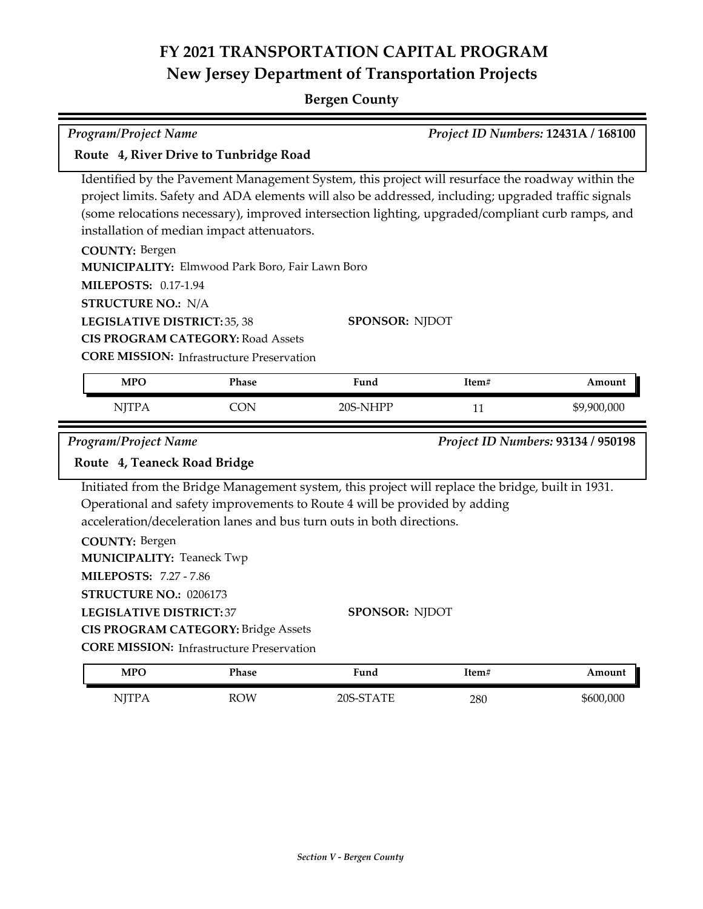# FY 2021 TRANSPORTATION CAPITAL PROGRAM
## New Jersey Department of Transportation Projects

### Bergen County

*Program/Project Name* — *Project ID Numbers:* **12431A / 168100**

**Route 4, River Drive to Tunbridge Road**

Identified by the Pavement Management System, this project will resurface the roadway within the project limits. Safety and ADA elements will also be addressed, including; upgraded traffic signals (some relocations necessary), improved intersection lighting, upgraded/compliant curb ramps, and installation of median impact attenuators.

**COUNTY:** Bergen
**MUNICIPALITY:** Elmwood Park Boro, Fair Lawn Boro
**MILEPOSTS:** 0.17-1.94
**STRUCTURE NO.:** N/A
**LEGISLATIVE DISTRICT:** 35, 38
**SPONSOR:** NJDOT
**CIS PROGRAM CATEGORY:** Road Assets
**CORE MISSION:** Infrastructure Preservation

| MPO | Phase | Fund | Item# | Amount |
|---|---|---|---|---|
| NJTPA | CON | 20S-NHPP | 11 | $9,900,000 |

*Program/Project Name* — *Project ID Numbers:* **93134 / 950198**

**Route 4, Teaneck Road Bridge**

Initiated from the Bridge Management system, this project will replace the bridge, built in 1931. Operational and safety improvements to Route 4 will be provided by adding acceleration/deceleration lanes and bus turn outs in both directions.

**COUNTY:** Bergen
**MUNICIPALITY:** Teaneck Twp
**MILEPOSTS:** 7.27 - 7.86
**STRUCTURE NO.:** 0206173
**LEGISLATIVE DISTRICT:** 37
**SPONSOR:** NJDOT
**CIS PROGRAM CATEGORY:** Bridge Assets
**CORE MISSION:** Infrastructure Preservation

| MPO | Phase | Fund | Item# | Amount |
|---|---|---|---|---|
| NJTPA | ROW | 20S-STATE | 280 | $600,000 |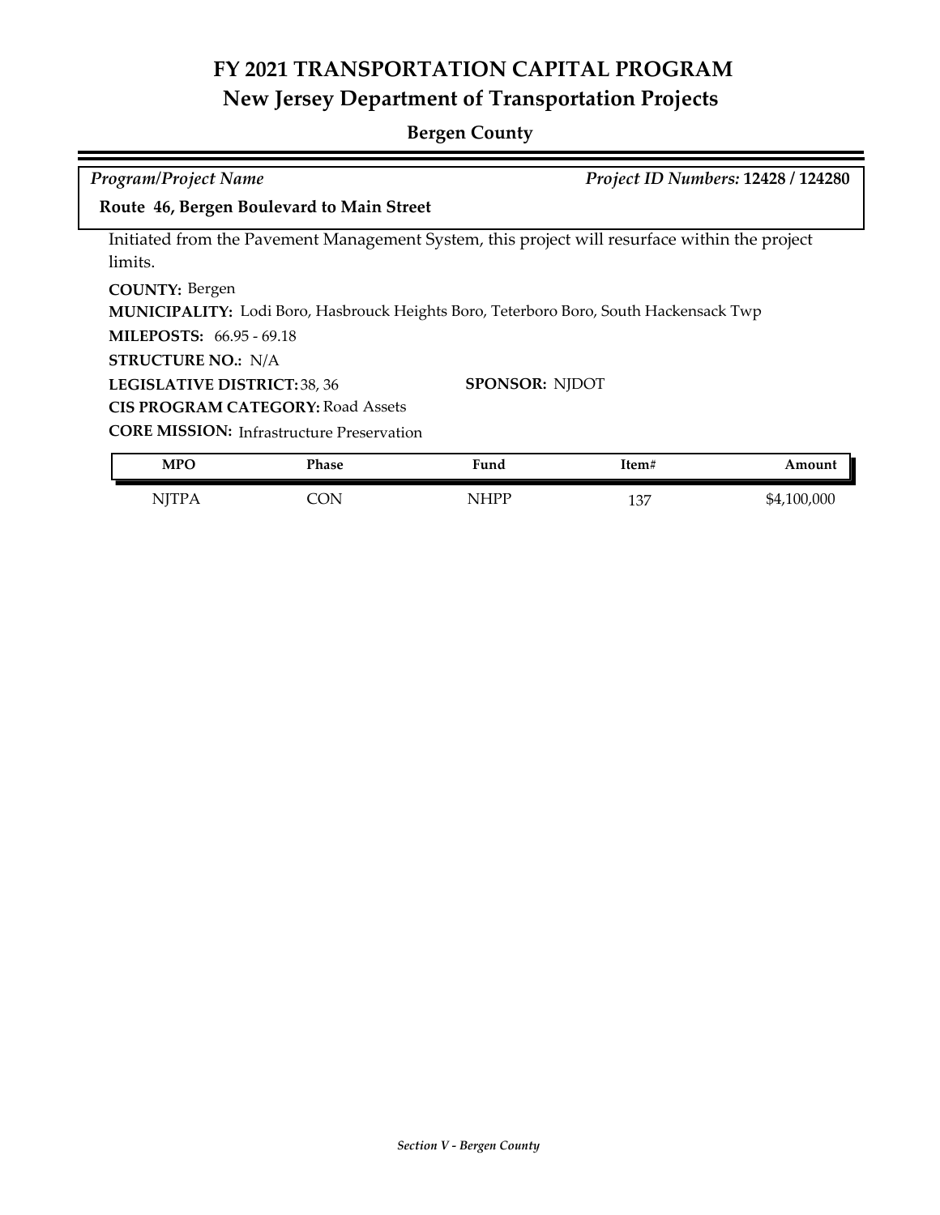# FY 2021 TRANSPORTATION CAPITAL PROGRAM
## New Jersey Department of Transportation Projects

### Bergen County

*Program/Project Name* | *Project ID Numbers:* **12428 / 124280**

**Route 46, Bergen Boulevard to Main Street**

Initiated from the Pavement Management System, this project will resurface within the project limits.

**COUNTY:** Bergen

**MUNICIPALITY:** Lodi Boro, Hasbrouck Heights Boro, Teterboro Boro, South Hackensack Twp

**MILEPOSTS:** 66.95 - 69.18

**STRUCTURE NO.:** N/A

**LEGISLATIVE DISTRICT:** 38, 36

**SPONSOR:** NJDOT

**CIS PROGRAM CATEGORY:** Road Assets

**CORE MISSION:** Infrastructure Preservation

| MPO | Phase | Fund | Item# | Amount |
|---|---|---|---|---|
| NJTPA | CON | NHPP | 137 | $4,100,000 |